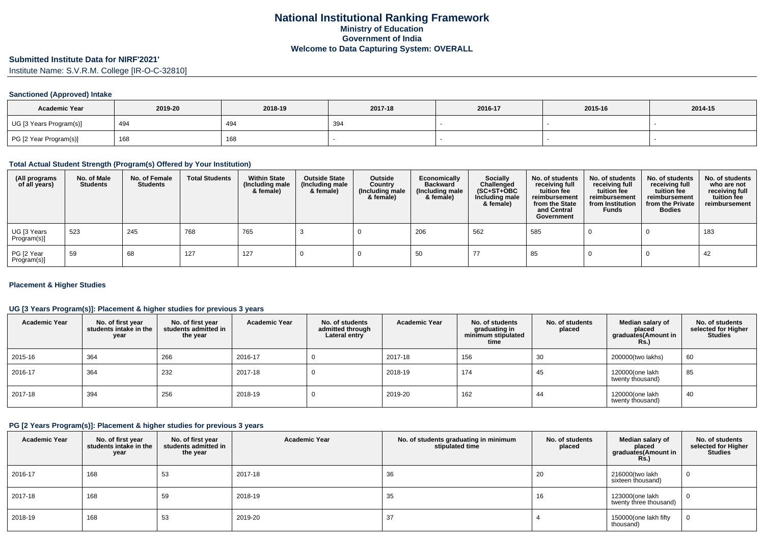# National Institutional Ranking Framework
## Ministry of Education
## Government of India
## Welcome to Data Capturing System: OVERALL

**Submitted Institute Data for NIRF'2021'**

Institute Name: S.V.R.M. College [IR-O-C-32810]

### Sanctioned (Approved) Intake

| Academic Year | 2019-20 | 2018-19 | 2017-18 | 2016-17 | 2015-16 | 2014-15 |
|---|---|---|---|---|---|---|
| UG [3 Years Program(s)] | 494 | 494 | 394 | - | - | - |
| PG [2 Year Program(s)] | 168 | 168 | - | - | - | - |

### Total Actual Student Strength (Program(s) Offered by Your Institution)

| (All programs of all years) | No. of Male Students | No. of Female Students | Total Students | Within State (Including male & female) | Outside State (Including male & female) | Outside Country (Including male & female) | Economically Backward (Including male & female) | Socially Challenged (SC+ST+OBC Including male & female) | No. of students receiving full tuition fee reimbursement from the State and Central Government | No. of students receiving full tuition fee reimbursement from Institution Funds | No. of students receiving full tuition fee reimbursement from the Private Bodies | No. of students who are not receiving full tuition fee reimbursement |
|---|---|---|---|---|---|---|---|---|---|---|---|---|
| UG [3 Years Program(s)] | 523 | 245 | 768 | 765 | 3 | 0 | 206 | 562 | 585 | 0 | 0 | 183 |
| PG [2 Year Program(s)] | 59 | 68 | 127 | 127 | 0 | 0 | 50 | 77 | 85 | 0 | 0 | 42 |

### Placement & Higher Studies

#### UG [3 Years Program(s)]: Placement & higher studies for previous 3 years

| Academic Year | No. of first year students intake in the year | No. of first year students admitted in the year | Academic Year | No. of students admitted through Lateral entry | Academic Year | No. of students graduating in minimum stipulated time | No. of students placed | Median salary of placed graduates(Amount in Rs.) | No. of students selected for Higher Studies |
|---|---|---|---|---|---|---|---|---|---|
| 2015-16 | 364 | 266 | 2016-17 | 0 | 2017-18 | 156 | 30 | 200000(two lakhs) | 60 |
| 2016-17 | 364 | 232 | 2017-18 | 0 | 2018-19 | 174 | 45 | 120000(one lakh twenty thousand) | 85 |
| 2017-18 | 394 | 256 | 2018-19 | 0 | 2019-20 | 162 | 44 | 120000(one lakh twenty thousand) | 40 |

#### PG [2 Years Program(s)]: Placement & higher studies for previous 3 years

| Academic Year | No. of first year students intake in the year | No. of first year students admitted in the year | Academic Year | No. of students graduating in minimum stipulated time | No. of students placed | Median salary of placed graduates(Amount in Rs.) | No. of students selected for Higher Studies |
|---|---|---|---|---|---|---|---|
| 2016-17 | 168 | 53 | 2017-18 | 36 | 20 | 216000(two lakh sixteen thousand) | 0 |
| 2017-18 | 168 | 59 | 2018-19 | 35 | 16 | 123000(one lakh twenty three thousand) | 0 |
| 2018-19 | 168 | 53 | 2019-20 | 37 | 4 | 150000(one lakh fifty thousand) | 0 |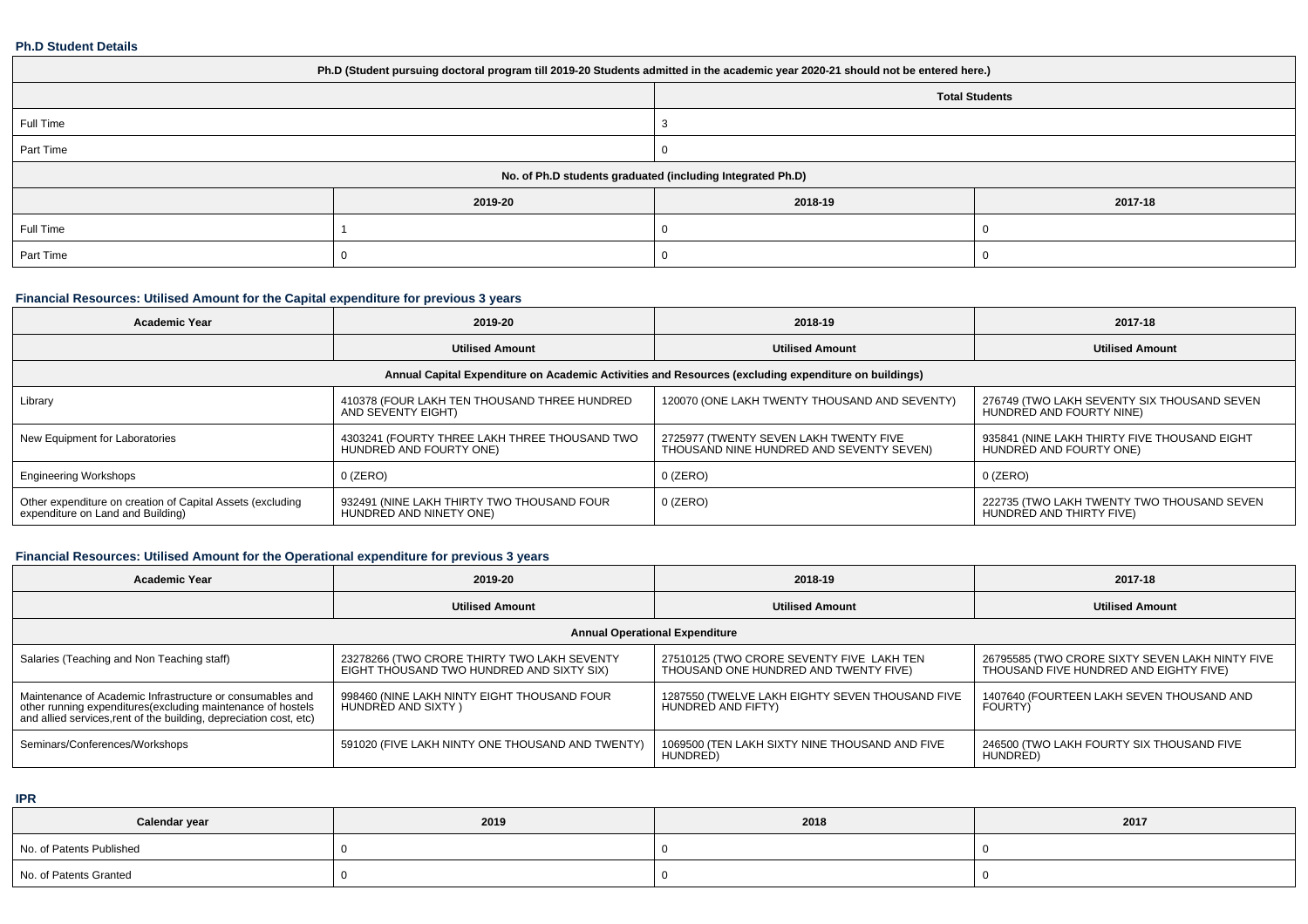### Ph.D Student Details

| Ph.D (Student pursuing doctoral program till 2019-20 Students admitted in the academic year 2020-21 should not be entered here.) | | | |
|---|---|---|---|
| | Total Students | | |
| Full Time | 3 | | |
| Part Time | 0 | | |
| No. of Ph.D students graduated (including Integrated Ph.D) | | | |
| | 2019-20 | 2018-19 | 2017-18 |
| Full Time | 1 | 0 | 0 |
| Part Time | 0 | 0 | 0 |

### Financial Resources: Utilised Amount for the Capital expenditure for previous 3 years

| Academic Year | 2019-20 | 2018-19 | 2017-18 |
|---|---|---|---|
| | Utilised Amount | Utilised Amount | Utilised Amount |
| Annual Capital Expenditure on Academic Activities and Resources (excluding expenditure on buildings) | | | |
| Library | 410378 (FOUR LAKH TEN THOUSAND THREE HUNDRED AND SEVENTY EIGHT) | 120070 (ONE LAKH TWENTY THOUSAND AND SEVENTY) | 276749 (TWO LAKH SEVENTY SIX THOUSAND SEVEN HUNDRED AND FOURTY NINE) |
| New Equipment for Laboratories | 4303241 (FOURTY THREE LAKH THREE THOUSAND TWO HUNDRED AND FOURTY ONE) | 2725977 (TWENTY SEVEN LAKH TWENTY FIVE THOUSAND NINE HUNDRED AND SEVENTY SEVEN) | 935841 (NINE LAKH THIRTY FIVE THOUSAND EIGHT HUNDRED AND FOURTY ONE) |
| Engineering Workshops | 0 (ZERO) | 0 (ZERO) | 0 (ZERO) |
| Other expenditure on creation of Capital Assets (excluding expenditure on Land and Building) | 932491 (NINE LAKH THIRTY TWO THOUSAND FOUR HUNDRED AND NINETY ONE) | 0 (ZERO) | 222735 (TWO LAKH TWENTY TWO THOUSAND SEVEN HUNDRED AND THIRTY FIVE) |

### Financial Resources: Utilised Amount for the Operational expenditure for previous 3 years

| Academic Year | 2019-20 | 2018-19 | 2017-18 |
|---|---|---|---|
| | Utilised Amount | Utilised Amount | Utilised Amount |
| Annual Operational Expenditure | | | |
| Salaries (Teaching and Non Teaching staff) | 23278266 (TWO CRORE THIRTY TWO LAKH SEVENTY EIGHT THOUSAND TWO HUNDRED AND SIXTY SIX) | 27510125 (TWO CRORE SEVENTY FIVE LAKH TEN THOUSAND ONE HUNDRED AND TWENTY FIVE) | 26795585 (TWO CRORE SIXTY SEVEN LAKH NINTY FIVE THOUSAND FIVE HUNDRED AND EIGHTY FIVE) |
| Maintenance of Academic Infrastructure or consumables and other running expenditures(excluding maintenance of hostels and allied services,rent of the building, depreciation cost, etc) | 998460 (NINE LAKH NINTY EIGHT THOUSAND FOUR HUNDRED AND SIXTY ) | 1287550 (TWELVE LAKH EIGHTY SEVEN THOUSAND FIVE HUNDRED AND FIFTY) | 1407640 (FOURTEEN LAKH SEVEN THOUSAND AND FOURTY) |
| Seminars/Conferences/Workshops | 591020 (FIVE LAKH NINTY ONE THOUSAND AND TWENTY) | 1069500 (TEN LAKH SIXTY NINE THOUSAND AND FIVE HUNDRED) | 246500 (TWO LAKH FOURTY SIX THOUSAND FIVE HUNDRED) |

### IPR

| Calendar year | 2019 | 2018 | 2017 |
|---|---|---|---|
| No. of Patents Published | 0 | 0 | 0 |
| No. of Patents Granted | 0 | 0 | 0 |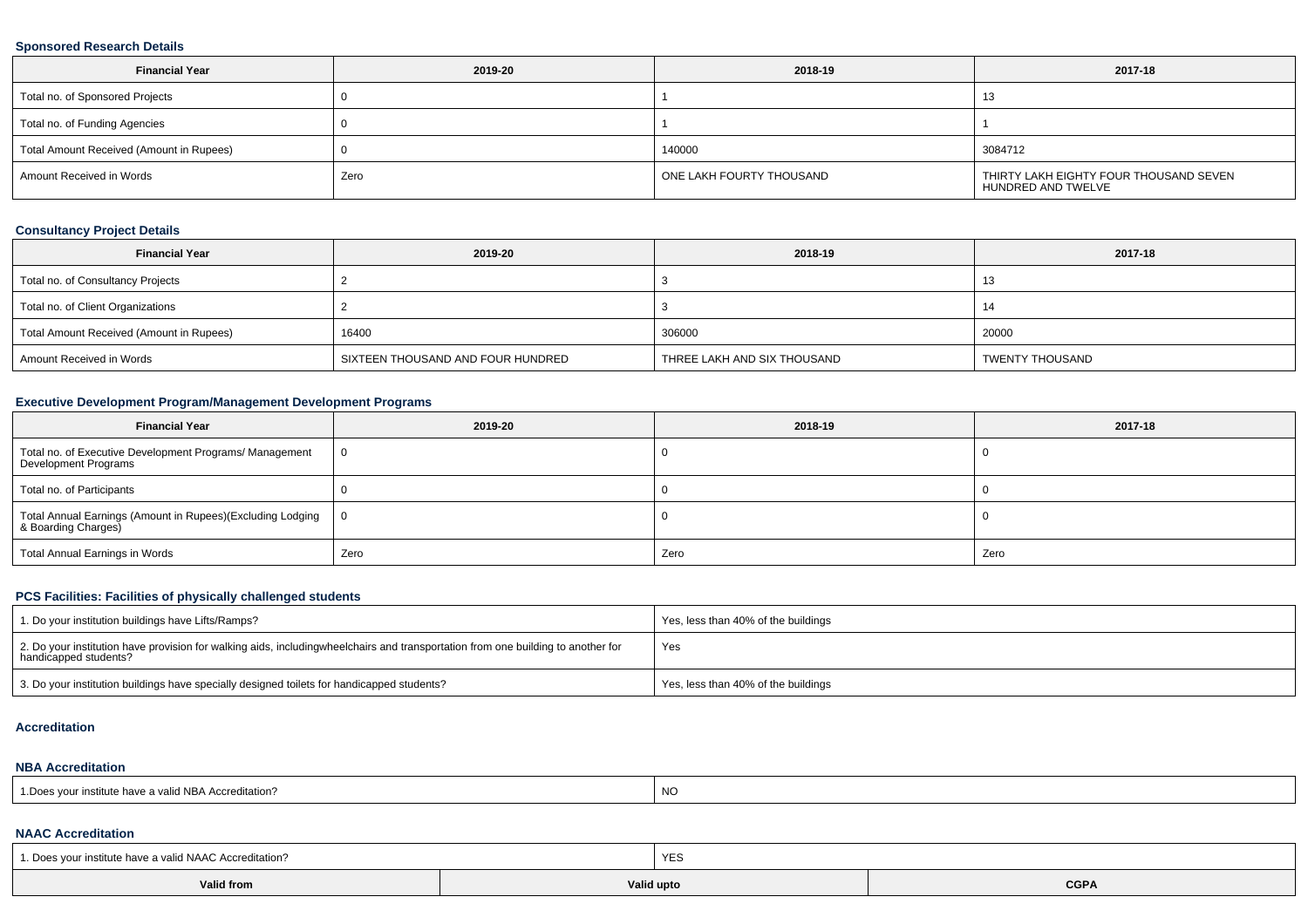### Sponsored Research Details

| Financial Year | 2019-20 | 2018-19 | 2017-18 |
|---|---|---|---|
| Total no. of Sponsored Projects | 0 | 1 | 13 |
| Total no. of Funding Agencies | 0 | 1 | 1 |
| Total Amount Received (Amount in Rupees) | 0 | 140000 | 3084712 |
| Amount Received in Words | Zero | ONE LAKH FOURTY THOUSAND | THIRTY LAKH EIGHTY FOUR THOUSAND SEVEN HUNDRED AND TWELVE |

### Consultancy Project Details

| Financial Year | 2019-20 | 2018-19 | 2017-18 |
|---|---|---|---|
| Total no. of Consultancy Projects | 2 | 3 | 13 |
| Total no. of Client Organizations | 2 | 3 | 14 |
| Total Amount Received (Amount in Rupees) | 16400 | 306000 | 20000 |
| Amount Received in Words | SIXTEEN THOUSAND AND FOUR HUNDRED | THREE LAKH AND SIX THOUSAND | TWENTY THOUSAND |

### Executive Development Program/Management Development Programs

| Financial Year | 2019-20 | 2018-19 | 2017-18 |
|---|---|---|---|
| Total no. of Executive Development Programs/ Management Development Programs | 0 | 0 | 0 |
| Total no. of Participants | 0 | 0 | 0 |
| Total Annual Earnings (Amount in Rupees)(Excluding Lodging & Boarding Charges) | 0 | 0 | 0 |
| Total Annual Earnings in Words | Zero | Zero | Zero |

### PCS Facilities: Facilities of physically challenged students

| | |
|---|---|
| 1. Do your institution buildings have Lifts/Ramps? | Yes, less than 40% of the buildings |
| 2. Do your institution have provision for walking aids, includingwheelchairs and transportation from one building to another for handicapped students? | Yes |
| 3. Do your institution buildings have specially designed toilets for handicapped students? | Yes, less than 40% of the buildings |

### Accreditation

#### NBA Accreditation

| | |
|---|---|
| 1.Does your institute have a valid NBA Accreditation? | NO |

#### NAAC Accreditation

| 1. Does your institute have a valid NAAC Accreditation? | YES | |
|---|---|---|
| Valid from | Valid upto | CGPA |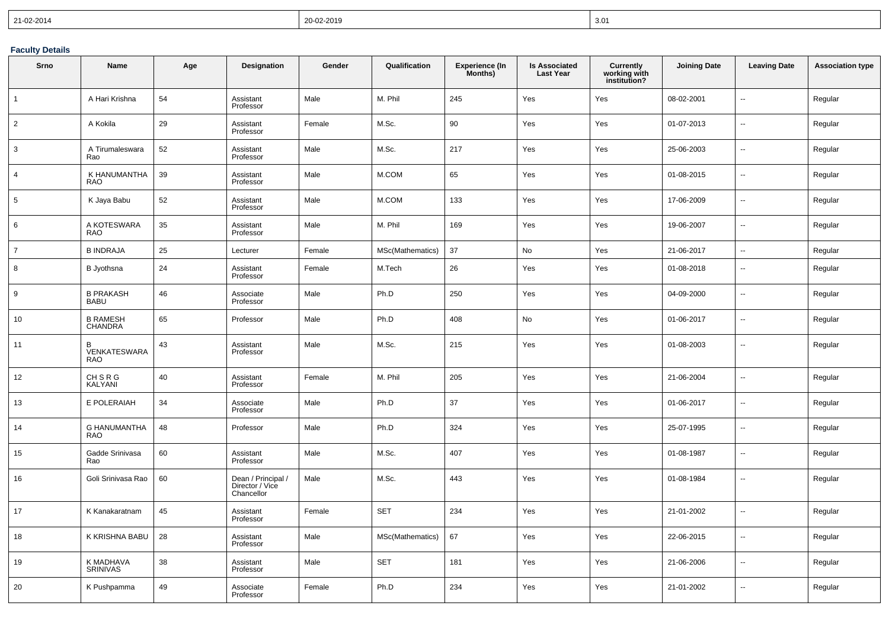| 21-02-2014 | 20-02-2019 | 3.01 |
|---|---|---|

**Faculty Details**

| Srno | Name | Age | Designation | Gender | Qualification | Experience (In Months) | Is Associated Last Year | Currently working with institution? | Joining Date | Leaving Date | Association type |
|---|---|---|---|---|---|---|---|---|---|---|---|
| 1 | A Hari Krishna | 54 | Assistant Professor | Male | M. Phil | 245 | Yes | Yes | 08-02-2001 | -- | Regular |
| 2 | A Kokila | 29 | Assistant Professor | Female | M.Sc. | 90 | Yes | Yes | 01-07-2013 | -- | Regular |
| 3 | A Tirumaleswara Rao | 52 | Assistant Professor | Male | M.Sc. | 217 | Yes | Yes | 25-06-2003 | -- | Regular |
| 4 | K HANUMANTHA RAO | 39 | Assistant Professor | Male | M.COM | 65 | Yes | Yes | 01-08-2015 | -- | Regular |
| 5 | K Jaya Babu | 52 | Assistant Professor | Male | M.COM | 133 | Yes | Yes | 17-06-2009 | -- | Regular |
| 6 | A KOTESWARA RAO | 35 | Assistant Professor | Male | M. Phil | 169 | Yes | Yes | 19-06-2007 | -- | Regular |
| 7 | B INDRAJA | 25 | Lecturer | Female | MSc(Mathematics) | 37 | No | Yes | 21-06-2017 | -- | Regular |
| 8 | B Jyothsna | 24 | Assistant Professor | Female | M.Tech | 26 | Yes | Yes | 01-08-2018 | -- | Regular |
| 9 | B PRAKASH BABU | 46 | Associate Professor | Male | Ph.D | 250 | Yes | Yes | 04-09-2000 | -- | Regular |
| 10 | B RAMESH CHANDRA | 65 | Professor | Male | Ph.D | 408 | No | Yes | 01-06-2017 | -- | Regular |
| 11 | B VENKATESWARA RAO | 43 | Assistant Professor | Male | M.Sc. | 215 | Yes | Yes | 01-08-2003 | -- | Regular |
| 12 | CH S R G KALYANI | 40 | Assistant Professor | Female | M. Phil | 205 | Yes | Yes | 21-06-2004 | -- | Regular |
| 13 | E POLERAIAH | 34 | Associate Professor | Male | Ph.D | 37 | Yes | Yes | 01-06-2017 | -- | Regular |
| 14 | G HANUMANTHA RAO | 48 | Professor | Male | Ph.D | 324 | Yes | Yes | 25-07-1995 | -- | Regular |
| 15 | Gadde Srinivasa Rao | 60 | Assistant Professor | Male | M.Sc. | 407 | Yes | Yes | 01-08-1987 | -- | Regular |
| 16 | Goli Srinivasa Rao | 60 | Dean / Principal / Director / Vice Chancellor | Male | M.Sc. | 443 | Yes | Yes | 01-08-1984 | -- | Regular |
| 17 | K Kanakaratnam | 45 | Assistant Professor | Female | SET | 234 | Yes | Yes | 21-01-2002 | -- | Regular |
| 18 | K KRISHNA BABU | 28 | Assistant Professor | Male | MSc(Mathematics) | 67 | Yes | Yes | 22-06-2015 | -- | Regular |
| 19 | K MADHAVA SRINIVAS | 38 | Assistant Professor | Male | SET | 181 | Yes | Yes | 21-06-2006 | -- | Regular |
| 20 | K Pushpamma | 49 | Associate Professor | Female | Ph.D | 234 | Yes | Yes | 21-01-2002 | -- | Regular |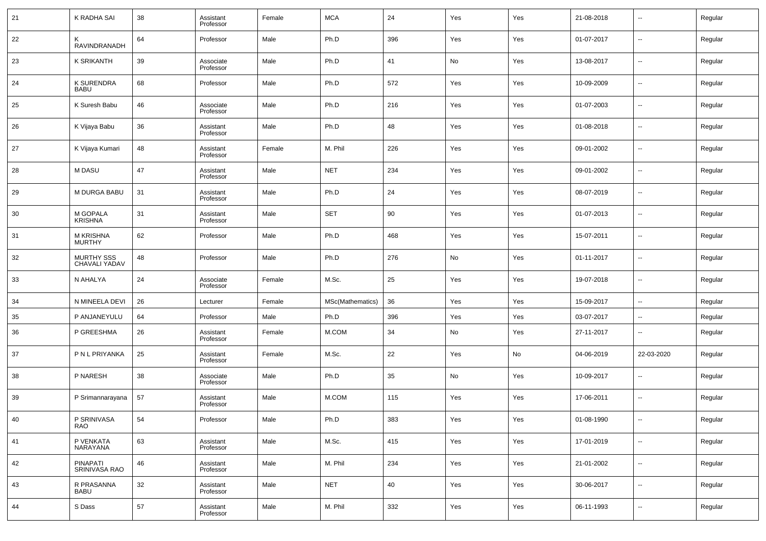| 21 | K RADHA SAI | 38 | Assistant Professor | Female | MCA | 24 | Yes | Yes | 21-08-2018 | -- | Regular |
|---|---|---|---|---|---|---|---|---|---|---|---|
| 22 | K RAVINDRANADH | 64 | Professor | Male | Ph.D | 396 | Yes | Yes | 01-07-2017 | -- | Regular |
| 23 | K SRIKANTH | 39 | Associate Professor | Male | Ph.D | 41 | No | Yes | 13-08-2017 | -- | Regular |
| 24 | K SURENDRA BABU | 68 | Professor | Male | Ph.D | 572 | Yes | Yes | 10-09-2009 | -- | Regular |
| 25 | K Suresh Babu | 46 | Associate Professor | Male | Ph.D | 216 | Yes | Yes | 01-07-2003 | -- | Regular |
| 26 | K Vijaya Babu | 36 | Assistant Professor | Male | Ph.D | 48 | Yes | Yes | 01-08-2018 | -- | Regular |
| 27 | K Vijaya Kumari | 48 | Assistant Professor | Female | M. Phil | 226 | Yes | Yes | 09-01-2002 | -- | Regular |
| 28 | M DASU | 47 | Assistant Professor | Male | NET | 234 | Yes | Yes | 09-01-2002 | -- | Regular |
| 29 | M DURGA BABU | 31 | Assistant Professor | Male | Ph.D | 24 | Yes | Yes | 08-07-2019 | -- | Regular |
| 30 | M GOPALA KRISHNA | 31 | Assistant Professor | Male | SET | 90 | Yes | Yes | 01-07-2013 | -- | Regular |
| 31 | M KRISHNA MURTHY | 62 | Professor | Male | Ph.D | 468 | Yes | Yes | 15-07-2011 | -- | Regular |
| 32 | MURTHY SSS CHAVALI YADAV | 48 | Professor | Male | Ph.D | 276 | No | Yes | 01-11-2017 | -- | Regular |
| 33 | N AHALYA | 24 | Associate Professor | Female | M.Sc. | 25 | Yes | Yes | 19-07-2018 | -- | Regular |
| 34 | N MINEELA DEVI | 26 | Lecturer | Female | MSc(Mathematics) | 36 | Yes | Yes | 15-09-2017 | -- | Regular |
| 35 | P ANJANEYULU | 64 | Professor | Male | Ph.D | 396 | Yes | Yes | 03-07-2017 | -- | Regular |
| 36 | P GREESHMA | 26 | Assistant Professor | Female | M.COM | 34 | No | Yes | 27-11-2017 | -- | Regular |
| 37 | P N L PRIYANKA | 25 | Assistant Professor | Female | M.Sc. | 22 | Yes | No | 04-06-2019 | 22-03-2020 | Regular |
| 38 | P NARESH | 38 | Associate Professor | Male | Ph.D | 35 | No | Yes | 10-09-2017 | -- | Regular |
| 39 | P Srimannarayana | 57 | Assistant Professor | Male | M.COM | 115 | Yes | Yes | 17-06-2011 | -- | Regular |
| 40 | P SRINIVASA RAO | 54 | Professor | Male | Ph.D | 383 | Yes | Yes | 01-08-1990 | -- | Regular |
| 41 | P VENKATA NARAYANA | 63 | Assistant Professor | Male | M.Sc. | 415 | Yes | Yes | 17-01-2019 | -- | Regular |
| 42 | PINAPATI SRINIVASA RAO | 46 | Assistant Professor | Male | M. Phil | 234 | Yes | Yes | 21-01-2002 | -- | Regular |
| 43 | R PRASANNA BABU | 32 | Assistant Professor | Male | NET | 40 | Yes | Yes | 30-06-2017 | -- | Regular |
| 44 | S Dass | 57 | Assistant Professor | Male | M. Phil | 332 | Yes | Yes | 06-11-1993 | -- | Regular |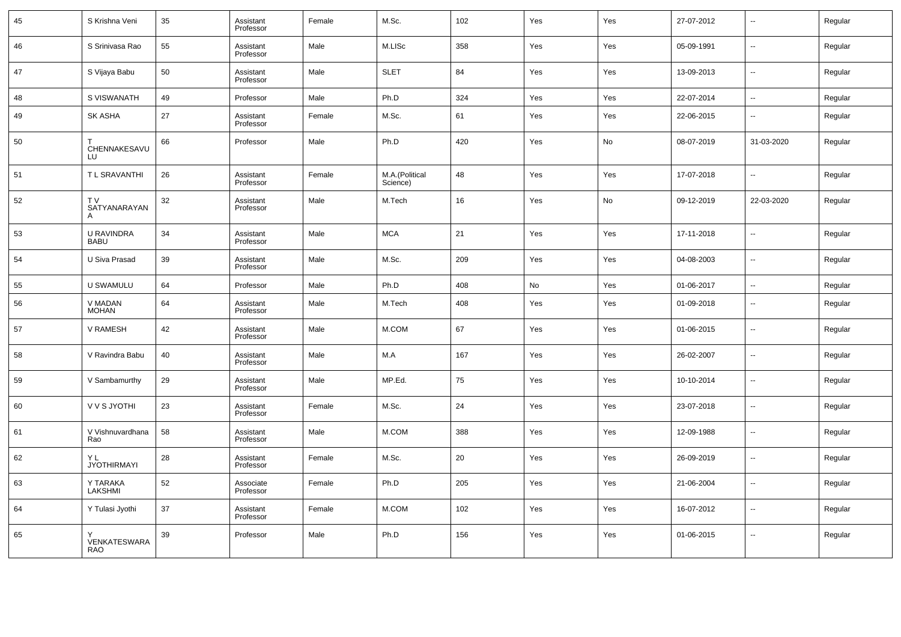| | | | | | | | | | | |
|---|---|---|---|---|---|---|---|---|---|---|
| 45 | S Krishna Veni | 35 | Assistant Professor | Female | M.Sc. | 102 | Yes | Yes | 27-07-2012 | -- | Regular |
| 46 | S Srinivasa Rao | 55 | Assistant Professor | Male | M.LISc | 358 | Yes | Yes | 05-09-1991 | -- | Regular |
| 47 | S Vijaya Babu | 50 | Assistant Professor | Male | SLET | 84 | Yes | Yes | 13-09-2013 | -- | Regular |
| 48 | S VISWANATH | 49 | Professor | Male | Ph.D | 324 | Yes | Yes | 22-07-2014 | -- | Regular |
| 49 | SK ASHA | 27 | Assistant Professor | Female | M.Sc. | 61 | Yes | Yes | 22-06-2015 | -- | Regular |
| 50 | T CHENNAKESAVULU | 66 | Professor | Male | Ph.D | 420 | Yes | No | 08-07-2019 | 31-03-2020 | Regular |
| 51 | T L SRAVANTHI | 26 | Assistant Professor | Female | M.A.(Political Science) | 48 | Yes | Yes | 17-07-2018 | -- | Regular |
| 52 | T V SATYANARAYANA | 32 | Assistant Professor | Male | M.Tech | 16 | Yes | No | 09-12-2019 | 22-03-2020 | Regular |
| 53 | U RAVINDRA BABU | 34 | Assistant Professor | Male | MCA | 21 | Yes | Yes | 17-11-2018 | -- | Regular |
| 54 | U Siva Prasad | 39 | Assistant Professor | Male | M.Sc. | 209 | Yes | Yes | 04-08-2003 | -- | Regular |
| 55 | U SWAMULU | 64 | Professor | Male | Ph.D | 408 | No | Yes | 01-06-2017 | -- | Regular |
| 56 | V MADAN MOHAN | 64 | Assistant Professor | Male | M.Tech | 408 | Yes | Yes | 01-09-2018 | -- | Regular |
| 57 | V RAMESH | 42 | Assistant Professor | Male | M.COM | 67 | Yes | Yes | 01-06-2015 | -- | Regular |
| 58 | V Ravindra Babu | 40 | Assistant Professor | Male | M.A | 167 | Yes | Yes | 26-02-2007 | -- | Regular |
| 59 | V Sambamurthy | 29 | Assistant Professor | Male | MP.Ed. | 75 | Yes | Yes | 10-10-2014 | -- | Regular |
| 60 | V V S JYOTHI | 23 | Assistant Professor | Female | M.Sc. | 24 | Yes | Yes | 23-07-2018 | -- | Regular |
| 61 | V Vishnuvardhana Rao | 58 | Assistant Professor | Male | M.COM | 388 | Yes | Yes | 12-09-1988 | -- | Regular |
| 62 | Y L JYOTHIRMAYI | 28 | Assistant Professor | Female | M.Sc. | 20 | Yes | Yes | 26-09-2019 | -- | Regular |
| 63 | Y TARAKA LAKSHMI | 52 | Associate Professor | Female | Ph.D | 205 | Yes | Yes | 21-06-2004 | -- | Regular |
| 64 | Y Tulasi Jyothi | 37 | Assistant Professor | Female | M.COM | 102 | Yes | Yes | 16-07-2012 | -- | Regular |
| 65 | Y VENKATESWARA RAO | 39 | Professor | Male | Ph.D | 156 | Yes | Yes | 01-06-2015 | -- | Regular |